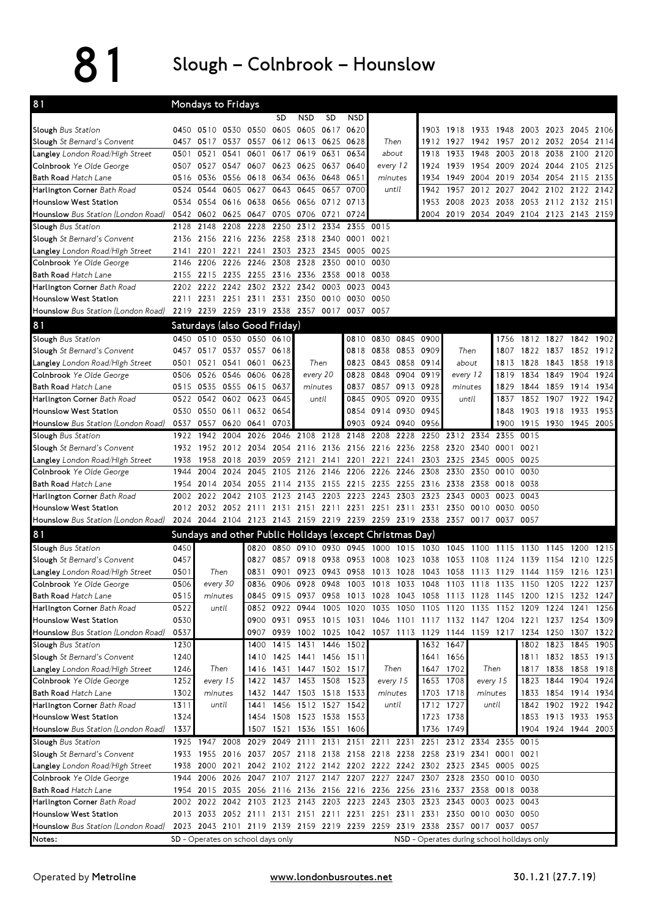# 81 Slough – Colnbrook – Hounslow

## 81 Mondays to Fridays

| Stop | | | | | SD | NSD | SD | NSD | | | | | | | | | |
|---|---|---|---|---|---|---|---|---|---|---|---|---|---|---|---|---|---|
| **Slough** Bus Station | 0450 | 0510 | 0530 | 0550 | 0605 | 0605 | 0617 | 0620 | Then | 1903 | 1918 | 1933 | 1948 | 2003 | 2023 | 2045 | 2106 |
| **Slough** St Bernard's Convent | 0457 | 0517 | 0537 | 0557 | 0612 | 0613 | 0625 | 0628 | about | 1912 | 1927 | 1942 | 1957 | 2012 | 2032 | 2054 | 2114 |
| **Langley** London Road/High Street | 0501 | 0521 | 0541 | 0601 | 0617 | 0619 | 0631 | 0634 | every 12 | 1918 | 1933 | 1948 | 2003 | 2018 | 2038 | 2100 | 2120 |
| **Colnbrook** Ye Olde George | 0507 | 0527 | 0547 | 0607 | 0623 | 0625 | 0637 | 0640 | minutes | 1924 | 1939 | 1954 | 2009 | 2024 | 2044 | 2105 | 2125 |
| **Bath Road** Hatch Lane | 0516 | 0536 | 0556 | 0618 | 0634 | 0636 | 0648 | 0651 | until | 1934 | 1949 | 2004 | 2019 | 2034 | 2054 | 2115 | 2135 |
| **Harlington Corner** Bath Road | 0524 | 0544 | 0605 | 0627 | 0643 | 0645 | 0657 | 0700 | | 1942 | 1957 | 2012 | 2027 | 2042 | 2102 | 2122 | 2142 |
| **Hounslow West Station** | 0534 | 0554 | 0616 | 0638 | 0656 | 0656 | 0712 | 0713 | | 1953 | 2008 | 2023 | 2038 | 2053 | 2112 | 2132 | 2151 |
| **Hounslow** Bus Station (London Road) | 0542 | 0602 | 0625 | 0647 | 0705 | 0706 | 0721 | 0724 | | 2004 | 2019 | 2034 | 2049 | 2104 | 2123 | 2143 | 2159 |

| Stop | | | | | | | | | |
|---|---|---|---|---|---|---|---|---|---|
| **Slough** Bus Station | 2128 | 2148 | 2208 | 2228 | 2250 | 2312 | 2334 | 2355 | 0015 |
| **Slough** St Bernard's Convent | 2136 | 2156 | 2216 | 2236 | 2258 | 2318 | 2340 | 0001 | 0021 |
| **Langley** London Road/High Street | 2141 | 2201 | 2221 | 2241 | 2303 | 2323 | 2345 | 0005 | 0025 |
| **Colnbrook** Ye Olde George | 2146 | 2206 | 2226 | 2246 | 2308 | 2328 | 2350 | 0010 | 0030 |
| **Bath Road** Hatch Lane | 2155 | 2215 | 2235 | 2255 | 2316 | 2336 | 2358 | 0018 | 0038 |
| **Harlington Corner** Bath Road | 2202 | 2222 | 2242 | 2302 | 2322 | 2342 | 0003 | 0023 | 0043 |
| **Hounslow West Station** | 2211 | 2231 | 2251 | 2311 | 2331 | 2350 | 0010 | 0030 | 0050 |
| **Hounslow** Bus Station (London Road) | 2219 | 2239 | 2259 | 2319 | 2338 | 2357 | 0017 | 0037 | 0057 |

## 81 Saturdays (also Good Friday)

| Stop | | | | | | | | | | | | | | | | | |
|---|---|---|---|---|---|---|---|---|---|---|---|---|---|---|---|---|---|
| **Slough** Bus Station | 0450 | 0510 | 0530 | 0550 | 0610 | Then | 0810 | 0830 | 0845 | 0900 | Then | 1756 | 1812 | 1827 | 1842 | 1902 |
| **Slough** St Bernard's Convent | 0457 | 0517 | 0537 | 0557 | 0618 | every 20 | 0818 | 0838 | 0853 | 0909 | about | 1807 | 1822 | 1837 | 1852 | 1912 |
| **Langley** London Road/High Street | 0501 | 0521 | 0541 | 0601 | 0623 | minutes | 0823 | 0843 | 0858 | 0914 | every 12 | 1813 | 1828 | 1843 | 1858 | 1918 |
| **Colnbrook** Ye Olde George | 0506 | 0526 | 0546 | 0606 | 0628 | until | 0828 | 0848 | 0904 | 0919 | minutes | 1819 | 1834 | 1849 | 1904 | 1924 |
| **Bath Road** Hatch Lane | 0515 | 0535 | 0555 | 0615 | 0637 | | 0837 | 0857 | 0913 | 0928 | until | 1829 | 1844 | 1859 | 1914 | 1934 |
| **Harlington Corner** Bath Road | 0522 | 0542 | 0602 | 0623 | 0645 | | 0845 | 0905 | 0920 | 0935 | | 1837 | 1852 | 1907 | 1922 | 1942 |
| **Hounslow West Station** | 0530 | 0550 | 0611 | 0632 | 0654 | | 0854 | 0914 | 0930 | 0945 | | 1848 | 1903 | 1918 | 1933 | 1953 |
| **Hounslow** Bus Station (London Road) | 0537 | 0557 | 0620 | 0641 | 0703 | | 0903 | 0924 | 0940 | 0956 | | 1900 | 1915 | 1930 | 1945 | 2005 |

| Stop | | | | | | | | | | | | | | | |
|---|---|---|---|---|---|---|---|---|---|---|---|---|---|---|---|
| **Slough** Bus Station | 1922 | 1942 | 2004 | 2026 | 2046 | 2108 | 2128 | 2148 | 2208 | 2228 | 2250 | 2312 | 2334 | 2355 | 0015 |
| **Slough** St Bernard's Convent | 1932 | 1952 | 2012 | 2034 | 2054 | 2116 | 2136 | 2156 | 2216 | 2236 | 2258 | 2320 | 2340 | 0001 | 0021 |
| **Langley** London Road/High Street | 1938 | 1958 | 2018 | 2039 | 2059 | 2121 | 2141 | 2201 | 2221 | 2241 | 2303 | 2325 | 2345 | 0005 | 0025 |
| **Colnbrook** Ye Olde George | 1944 | 2004 | 2024 | 2045 | 2105 | 2126 | 2146 | 2206 | 2226 | 2246 | 2308 | 2330 | 2350 | 0010 | 0030 |
| **Bath Road** Hatch Lane | 1954 | 2014 | 2034 | 2055 | 2114 | 2135 | 2155 | 2215 | 2235 | 2255 | 2316 | 2338 | 2358 | 0018 | 0038 |
| **Harlington Corner** Bath Road | 2002 | 2022 | 2042 | 2103 | 2123 | 2143 | 2203 | 2223 | 2243 | 2303 | 2323 | 2343 | 0003 | 0023 | 0043 |
| **Hounslow West Station** | 2012 | 2032 | 2052 | 2111 | 2131 | 2151 | 2211 | 2231 | 2251 | 2311 | 2331 | 2350 | 0010 | 0030 | 0050 |
| **Hounslow** Bus Station (London Road) | 2024 | 2044 | 2104 | 2123 | 2143 | 2159 | 2219 | 2239 | 2259 | 2319 | 2338 | 2357 | 0017 | 0037 | 0057 |

## 81 Sundays and other Public Holidays (except Christmas Day)

| Stop | | | | | | | | | | | | | | | | | | |
|---|---|---|---|---|---|---|---|---|---|---|---|---|---|---|---|---|---|---|
| **Slough** Bus Station | 0450 | Then | 0820 | 0850 | 0910 | 0930 | 0945 | 1000 | 1015 | 1030 | 1045 | 1100 | 1115 | 1130 | 1145 | 1200 | 1215 |
| **Slough** St Bernard's Convent | 0457 | every 30 | 0827 | 0857 | 0918 | 0938 | 0953 | 1008 | 1023 | 1038 | 1053 | 1108 | 1124 | 1139 | 1154 | 1210 | 1225 |
| **Langley** London Road/High Street | 0501 | minutes | 0831 | 0901 | 0923 | 0943 | 0958 | 1013 | 1028 | 1043 | 1058 | 1113 | 1129 | 1144 | 1159 | 1216 | 1231 |
| **Colnbrook** Ye Olde George | 0506 | until | 0836 | 0906 | 0928 | 0948 | 1003 | 1018 | 1033 | 1048 | 1103 | 1118 | 1135 | 1150 | 1205 | 1222 | 1237 |
| **Bath Road** Hatch Lane | 0515 | | 0845 | 0915 | 0937 | 0958 | 1013 | 1028 | 1043 | 1058 | 1113 | 1128 | 1145 | 1200 | 1215 | 1232 | 1247 |
| **Harlington Corner** Bath Road | 0522 | | 0852 | 0922 | 0944 | 1005 | 1020 | 1035 | 1050 | 1105 | 1120 | 1135 | 1152 | 1209 | 1224 | 1241 | 1256 |
| **Hounslow West Station** | 0530 | | 0900 | 0931 | 0953 | 1015 | 1031 | 1046 | 1101 | 1117 | 1132 | 1147 | 1204 | 1221 | 1237 | 1254 | 1309 |
| **Hounslow** Bus Station (London Road) | 0537 | | 0907 | 0939 | 1002 | 1025 | 1042 | 1057 | 1113 | 1129 | 1144 | 1159 | 1217 | 1234 | 1250 | 1307 | 1322 |

| Stop | | | | | | | | | | | | | | | | |
|---|---|---|---|---|---|---|---|---|---|---|---|---|---|---|---|---|
| **Slough** Bus Station | 1230 | Then | 1400 | 1415 | 1431 | 1446 | 1502 | Then | 1632 | 1647 | Then | 1802 | 1823 | 1845 | 1905 |
| **Slough** St Bernard's Convent | 1240 | every 15 | 1410 | 1425 | 1441 | 1456 | 1511 | every 15 | 1641 | 1656 | every 15 | 1811 | 1832 | 1853 | 1913 |
| **Langley** London Road/High Street | 1246 | minutes | 1416 | 1431 | 1447 | 1502 | 1517 | minutes | 1647 | 1702 | minutes | 1817 | 1838 | 1858 | 1918 |
| **Colnbrook** Ye Olde George | 1252 | until | 1422 | 1437 | 1453 | 1508 | 1523 | until | 1653 | 1708 | until | 1823 | 1844 | 1904 | 1924 |
| **Bath Road** Hatch Lane | 1302 | | 1432 | 1447 | 1503 | 1518 | 1533 | | 1703 | 1718 | | 1833 | 1854 | 1914 | 1934 |
| **Harlington Corner** Bath Road | 1311 | | 1441 | 1456 | 1512 | 1527 | 1542 | | 1712 | 1727 | | 1842 | 1902 | 1922 | 1942 |
| **Hounslow West Station** | 1324 | | 1454 | 1508 | 1523 | 1538 | 1553 | | 1723 | 1738 | | 1853 | 1913 | 1933 | 1953 |
| **Hounslow** Bus Station (London Road) | 1337 | | 1507 | 1521 | 1536 | 1551 | 1606 | | 1736 | 1749 | | 1904 | 1924 | 1944 | 2003 |

| Stop | | | | | | | | | | | | | | | |
|---|---|---|---|---|---|---|---|---|---|---|---|---|---|---|---|
| **Slough** Bus Station | 1925 | 1947 | 2008 | 2029 | 2049 | 2111 | 2131 | 2151 | 2211 | 2231 | 2251 | 2312 | 2334 | 2355 | 0015 |
| **Slough** St Bernard's Convent | 1933 | 1955 | 2016 | 2037 | 2057 | 2118 | 2138 | 2158 | 2218 | 2238 | 2258 | 2319 | 2341 | 0001 | 0021 |
| **Langley** London Road/High Street | 1938 | 2000 | 2021 | 2042 | 2102 | 2122 | 2142 | 2202 | 2222 | 2242 | 2302 | 2323 | 2345 | 0005 | 0025 |
| **Colnbrook** Ye Olde George | 1944 | 2006 | 2026 | 2047 | 2107 | 2127 | 2147 | 2207 | 2227 | 2247 | 2307 | 2328 | 2350 | 0010 | 0030 |
| **Bath Road** Hatch Lane | 1954 | 2015 | 2035 | 2056 | 2116 | 2136 | 2156 | 2216 | 2236 | 2256 | 2316 | 2337 | 2358 | 0018 | 0038 |
| **Harlington Corner** Bath Road | 2002 | 2022 | 2042 | 2103 | 2123 | 2143 | 2203 | 2223 | 2243 | 2303 | 2323 | 2343 | 0003 | 0023 | 0043 |
| **Hounslow West Station** | 2013 | 2033 | 2052 | 2111 | 2131 | 2151 | 2211 | 2231 | 2251 | 2311 | 2331 | 2350 | 0010 | 0030 | 0050 |
| **Hounslow** Bus Station (London Road) | 2023 | 2043 | 2101 | 2119 | 2139 | 2159 | 2219 | 2239 | 2259 | 2319 | 2338 | 2357 | 0017 | 0037 | 0057 |

**Notes:** SD - Operates on school days only; NSD - Operates during school holidays only

Operated by **Metroline** www.londonbusroutes.net 30.1.21 (27.7.19)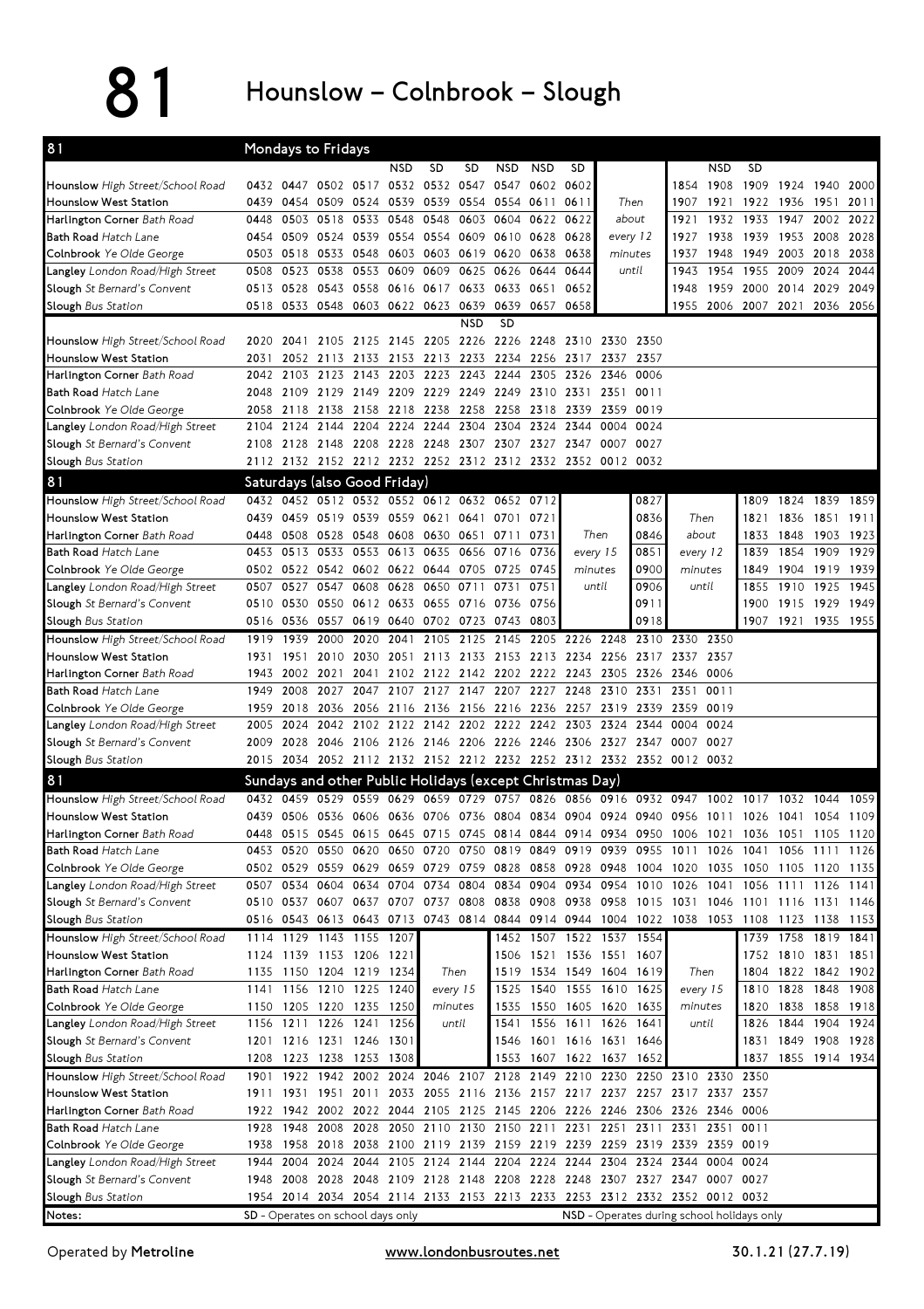# 81 Hounslow – Colnbrook – Slough

## Mondays to Fridays

| | | | | | NSD | SD | SD | NSD | NSD | SD | | | | NSD | SD | | | |
|---|---|---|---|---|---|---|---|---|---|---|---|---|---|---|---|---|---|---|
| **Hounslow** *High Street/School Road* | 0432 | 0447 | 0502 | 0517 | 0532 | 0532 | 0547 | 0547 | 0602 | 0602 | | | 1854 | 1908 | 1909 | 1924 | 1940 | 2000 |
| **Hounslow West Station** | 0439 | 0454 | 0509 | 0524 | 0539 | 0539 | 0554 | 0554 | 0611 | 0611 | Then | | 1907 | 1921 | 1922 | 1936 | 1951 | 2011 |
| **Harlington Corner** *Bath Road* | 0448 | 0503 | 0518 | 0533 | 0548 | 0548 | 0603 | 0604 | 0622 | 0622 | about | | 1921 | 1932 | 1933 | 1947 | 2002 | 2022 |
| **Bath Road** *Hatch Lane* | 0454 | 0509 | 0524 | 0539 | 0554 | 0554 | 0609 | 0610 | 0628 | 0628 | every 12 | | 1927 | 1938 | 1939 | 1953 | 2008 | 2028 |
| **Colnbrook** *Ye Olde George* | 0503 | 0518 | 0533 | 0548 | 0603 | 0603 | 0619 | 0620 | 0638 | 0638 | minutes | | 1937 | 1948 | 1949 | 2003 | 2018 | 2038 |
| **Langley** *London Road/High Street* | 0508 | 0523 | 0538 | 0553 | 0609 | 0609 | 0625 | 0626 | 0644 | 0644 | until | | 1943 | 1954 | 1955 | 2009 | 2024 | 2044 |
| **Slough** *St Bernard's Convent* | 0513 | 0528 | 0543 | 0558 | 0616 | 0617 | 0633 | 0633 | 0651 | 0652 | | | 1948 | 1959 | 2000 | 2014 | 2029 | 2049 |
| **Slough** *Bus Station* | 0518 | 0533 | 0548 | 0603 | 0622 | 0623 | 0639 | 0639 | 0657 | 0658 | | | 1955 | 2006 | 2007 | 2021 | 2036 | 2056 |

| | | | | | | | NSD | SD | | | | |
|---|---|---|---|---|---|---|---|---|---|---|---|---|
| **Hounslow** *High Street/School Road* | 2020 | 2041 | 2105 | 2125 | 2145 | 2205 | 2226 | 2226 | 2248 | 2310 | 2330 | 2350 |
| **Hounslow West Station** | 2031 | 2052 | 2113 | 2133 | 2153 | 2213 | 2233 | 2234 | 2256 | 2317 | 2337 | 2357 |
| **Harlington Corner** *Bath Road* | 2042 | 2103 | 2123 | 2143 | 2203 | 2223 | 2243 | 2244 | 2305 | 2326 | 2346 | 0006 |
| **Bath Road** *Hatch Lane* | 2048 | 2109 | 2129 | 2149 | 2209 | 2229 | 2249 | 2249 | 2310 | 2331 | 2351 | 0011 |
| **Colnbrook** *Ye Olde George* | 2058 | 2118 | 2138 | 2158 | 2218 | 2238 | 2258 | 2258 | 2318 | 2339 | 2359 | 0019 |
| **Langley** *London Road/High Street* | 2104 | 2124 | 2144 | 2204 | 2224 | 2244 | 2304 | 2304 | 2324 | 2344 | 0004 | 0024 |
| **Slough** *St Bernard's Convent* | 2108 | 2128 | 2148 | 2208 | 2228 | 2248 | 2307 | 2307 | 2327 | 2347 | 0007 | 0027 |
| **Slough** *Bus Station* | 2112 | 2132 | 2152 | 2212 | 2232 | 2252 | 2312 | 2312 | 2332 | 2352 | 0012 | 0032 |

## Saturdays (also Good Friday)

| | | | | | | | | | | | | | | | | | |
|---|---|---|---|---|---|---|---|---|---|---|---|---|---|---|---|---|---|---|
| **Hounslow** *High Street/School Road* | 0432 | 0452 | 0512 | 0532 | 0552 | 0612 | 0632 | 0652 | 0712 | | | 0827 | | | 1809 | 1824 | 1839 | 1859 |
| **Hounslow West Station** | 0439 | 0459 | 0519 | 0539 | 0559 | 0621 | 0641 | 0701 | 0721 | | | 0836 | Then | | 1821 | 1836 | 1851 | 1911 |
| **Harlington Corner** *Bath Road* | 0448 | 0508 | 0528 | 0548 | 0608 | 0630 | 0651 | 0711 | 0731 | Then | | 0846 | about | | 1833 | 1848 | 1903 | 1923 |
| **Bath Road** *Hatch Lane* | 0453 | 0513 | 0533 | 0553 | 0613 | 0635 | 0656 | 0716 | 0736 | every 15 | | 0851 | every 12 | | 1839 | 1854 | 1909 | 1929 |
| **Colnbrook** *Ye Olde George* | 0502 | 0522 | 0542 | 0602 | 0622 | 0644 | 0705 | 0725 | 0745 | minutes | | 0900 | minutes | | 1849 | 1904 | 1919 | 1939 |
| **Langley** *London Road/High Street* | 0507 | 0527 | 0547 | 0608 | 0628 | 0650 | 0711 | 0731 | 0751 | until | | 0906 | until | | 1855 | 1910 | 1925 | 1945 |
| **Slough** *St Bernard's Convent* | 0510 | 0530 | 0550 | 0612 | 0633 | 0655 | 0716 | 0736 | 0756 | | | 0911 | | | 1900 | 1915 | 1929 | 1949 |
| **Slough** *Bus Station* | 0516 | 0536 | 0557 | 0619 | 0640 | 0702 | 0723 | 0743 | 0803 | | | 0918 | | | 1907 | 1921 | 1935 | 1955 |

| | | | | | | | | | | | | | | |
|---|---|---|---|---|---|---|---|---|---|---|---|---|---|---|
| **Hounslow** *High Street/School Road* | 1919 | 1939 | 2000 | 2020 | 2041 | 2105 | 2125 | 2145 | 2205 | 2226 | 2248 | 2310 | 2330 | 2350 |
| **Hounslow West Station** | 1931 | 1951 | 2010 | 2030 | 2051 | 2113 | 2133 | 2153 | 2213 | 2234 | 2256 | 2317 | 2337 | 2357 |
| **Harlington Corner** *Bath Road* | 1943 | 2002 | 2021 | 2041 | 2102 | 2122 | 2142 | 2202 | 2222 | 2243 | 2305 | 2326 | 2346 | 0006 |
| **Bath Road** *Hatch Lane* | 1949 | 2008 | 2027 | 2047 | 2107 | 2127 | 2147 | 2207 | 2227 | 2248 | 2310 | 2331 | 2351 | 0011 |
| **Colnbrook** *Ye Olde George* | 1959 | 2018 | 2036 | 2056 | 2116 | 2136 | 2156 | 2216 | 2236 | 2257 | 2319 | 2339 | 2359 | 0019 |
| **Langley** *London Road/High Street* | 2005 | 2024 | 2042 | 2102 | 2122 | 2142 | 2202 | 2222 | 2242 | 2303 | 2324 | 2344 | 0004 | 0024 |
| **Slough** *St Bernard's Convent* | 2009 | 2028 | 2046 | 2106 | 2126 | 2146 | 2206 | 2226 | 2246 | 2306 | 2327 | 2347 | 0007 | 0027 |
| **Slough** *Bus Station* | 2015 | 2034 | 2052 | 2112 | 2132 | 2152 | 2212 | 2232 | 2252 | 2312 | 2332 | 2352 | 0012 | 0032 |

## Sundays and other Public Holidays (except Christmas Day)

| | | | | | | | | | | | | | | | | | | |
|---|---|---|---|---|---|---|---|---|---|---|---|---|---|---|---|---|---|---|
| **Hounslow** *High Street/School Road* | 0432 | 0459 | 0529 | 0559 | 0629 | 0659 | 0729 | 0757 | 0826 | 0856 | 0916 | 0932 | 0947 | 1002 | 1017 | 1032 | 1044 | 1059 |
| **Hounslow West Station** | 0439 | 0506 | 0536 | 0606 | 0636 | 0706 | 0736 | 0804 | 0834 | 0904 | 0924 | 0940 | 0956 | 1011 | 1026 | 1041 | 1054 | 1109 |
| **Harlington Corner** *Bath Road* | 0448 | 0515 | 0545 | 0615 | 0645 | 0715 | 0745 | 0814 | 0844 | 0914 | 0934 | 0950 | 1006 | 1021 | 1036 | 1051 | 1105 | 1120 |
| **Bath Road** *Hatch Lane* | 0453 | 0520 | 0550 | 0620 | 0650 | 0720 | 0750 | 0819 | 0849 | 0919 | 0939 | 0955 | 1011 | 1026 | 1041 | 1056 | 1111 | 1126 |
| **Colnbrook** *Ye Olde George* | 0502 | 0529 | 0559 | 0629 | 0659 | 0729 | 0759 | 0828 | 0858 | 0928 | 0948 | 1004 | 1020 | 1035 | 1050 | 1105 | 1120 | 1135 |
| **Langley** *London Road/High Street* | 0507 | 0534 | 0604 | 0634 | 0704 | 0734 | 0804 | 0834 | 0904 | 0934 | 0954 | 1010 | 1026 | 1041 | 1056 | 1111 | 1126 | 1141 |
| **Slough** *St Bernard's Convent* | 0510 | 0537 | 0607 | 0637 | 0707 | 0737 | 0808 | 0838 | 0908 | 0938 | 0958 | 1015 | 1031 | 1046 | 1101 | 1116 | 1131 | 1146 |
| **Slough** *Bus Station* | 0516 | 0543 | 0613 | 0643 | 0713 | 0743 | 0814 | 0844 | 0914 | 0944 | 1004 | 1022 | 1038 | 1053 | 1108 | 1123 | 1138 | 1153 |

| | | | | | | | | | | | | | | | | | |
|---|---|---|---|---|---|---|---|---|---|---|---|---|---|---|---|---|---|
| **Hounslow** *High Street/School Road* | 1114 | 1129 | 1143 | 1155 | 1207 | | | 1452 | 1507 | 1522 | 1537 | 1554 | | | 1739 | 1758 | 1819 | 1841 |
| **Hounslow West Station** | 1124 | 1139 | 1153 | 1206 | 1221 | | | 1506 | 1521 | 1536 | 1551 | 1607 | | | 1752 | 1810 | 1831 | 1851 |
| **Harlington Corner** *Bath Road* | 1135 | 1150 | 1204 | 1219 | 1234 | Then | | 1519 | 1534 | 1549 | 1604 | 1619 | Then | | 1804 | 1822 | 1842 | 1902 |
| **Bath Road** *Hatch Lane* | 1141 | 1156 | 1210 | 1225 | 1240 | every 15 | | 1525 | 1540 | 1555 | 1610 | 1625 | every 15 | | 1810 | 1828 | 1848 | 1908 |
| **Colnbrook** *Ye Olde George* | 1150 | 1205 | 1220 | 1235 | 1250 | minutes | | 1535 | 1550 | 1605 | 1620 | 1635 | minutes | | 1820 | 1838 | 1858 | 1918 |
| **Langley** *London Road/High Street* | 1156 | 1211 | 1226 | 1241 | 1256 | until | | 1541 | 1556 | 1611 | 1626 | 1641 | until | | 1826 | 1844 | 1904 | 1924 |
| **Slough** *St Bernard's Convent* | 1201 | 1216 | 1231 | 1246 | 1301 | | | 1546 | 1601 | 1616 | 1631 | 1646 | | | 1831 | 1849 | 1908 | 1928 |
| **Slough** *Bus Station* | 1208 | 1223 | 1238 | 1253 | 1308 | | | 1553 | 1607 | 1622 | 1637 | 1652 | | | 1837 | 1855 | 1914 | 1934 |

| | | | | | | | | | | | | | | | |
|---|---|---|---|---|---|---|---|---|---|---|---|---|---|---|---|
| **Hounslow** *High Street/School Road* | 1901 | 1922 | 1942 | 2002 | 2024 | 2046 | 2107 | 2128 | 2149 | 2210 | 2230 | 2250 | 2310 | 2330 | 2350 |
| **Hounslow West Station** | 1911 | 1931 | 1951 | 2011 | 2033 | 2055 | 2116 | 2136 | 2157 | 2217 | 2237 | 2257 | 2317 | 2337 | 2357 |
| **Harlington Corner** *Bath Road* | 1922 | 1942 | 2002 | 2022 | 2044 | 2105 | 2125 | 2145 | 2206 | 2226 | 2246 | 2306 | 2326 | 2346 | 0006 |
| **Bath Road** *Hatch Lane* | 1928 | 1948 | 2008 | 2028 | 2050 | 2110 | 2130 | 2150 | 2211 | 2231 | 2251 | 2311 | 2331 | 2351 | 0011 |
| **Colnbrook** *Ye Olde George* | 1938 | 1958 | 2018 | 2038 | 2100 | 2119 | 2139 | 2159 | 2219 | 2239 | 2259 | 2319 | 2339 | 2359 | 0019 |
| **Langley** *London Road/High Street* | 1944 | 2004 | 2024 | 2044 | 2105 | 2124 | 2144 | 2204 | 2224 | 2244 | 2304 | 2324 | 2344 | 0004 | 0024 |
| **Slough** *St Bernard's Convent* | 1948 | 2008 | 2028 | 2048 | 2109 | 2128 | 2148 | 2208 | 2228 | 2248 | 2307 | 2327 | 2347 | 0007 | 0027 |
| **Slough** *Bus Station* | 1954 | 2014 | 2034 | 2054 | 2114 | 2133 | 2153 | 2213 | 2233 | 2253 | 2312 | 2332 | 2352 | 0012 | 0032 |

**Notes:** SD - Operates on school days only; NSD - Operates during school holidays only

Operated by **Metroline** — www.londonbusroutes.net — 30.1.21 (27.7.19)